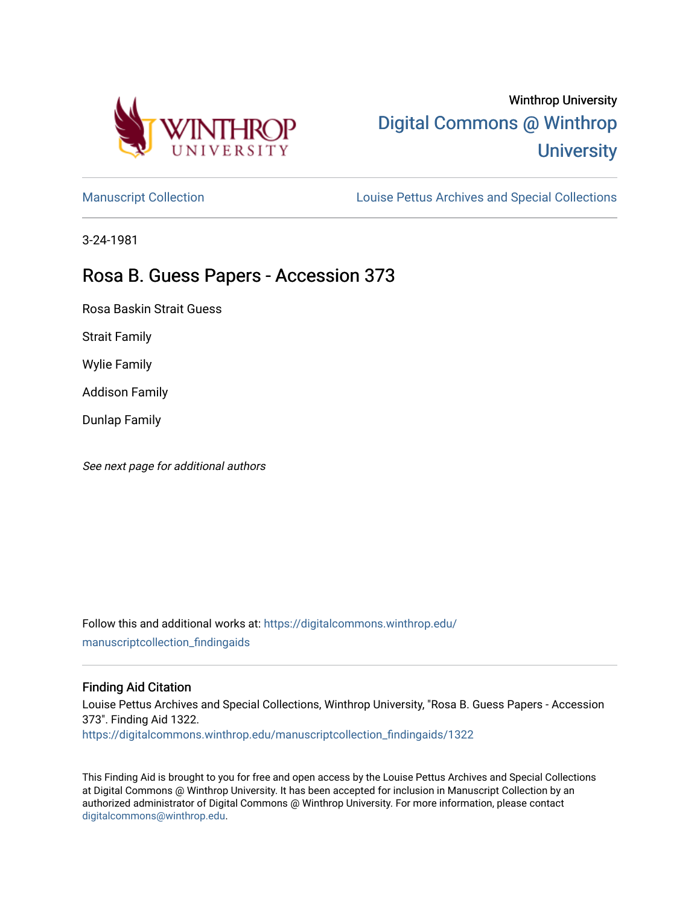Winthrop University

Digital Commons @ Winthrop University

Manuscript Collection

Louise Pettus Archives and Special Collections

3-24-1981

# Rosa B. Guess Papers - Accession 373

Rosa Baskin Strait Guess

Strait Family

Wylie Family

Addison Family

Dunlap Family

*See next page for additional authors*

Follow this and additional works at: https://digitalcommons.winthrop.edu/manuscriptcollection_findingaids

## Finding Aid Citation

Louise Pettus Archives and Special Collections, Winthrop University, "Rosa B. Guess Papers - Accession 373". Finding Aid 1322.
https://digitalcommons.winthrop.edu/manuscriptcollection_findingaids/1322

This Finding Aid is brought to you for free and open access by the Louise Pettus Archives and Special Collections at Digital Commons @ Winthrop University. It has been accepted for inclusion in Manuscript Collection by an authorized administrator of Digital Commons @ Winthrop University. For more information, please contact digitalcommons@winthrop.edu.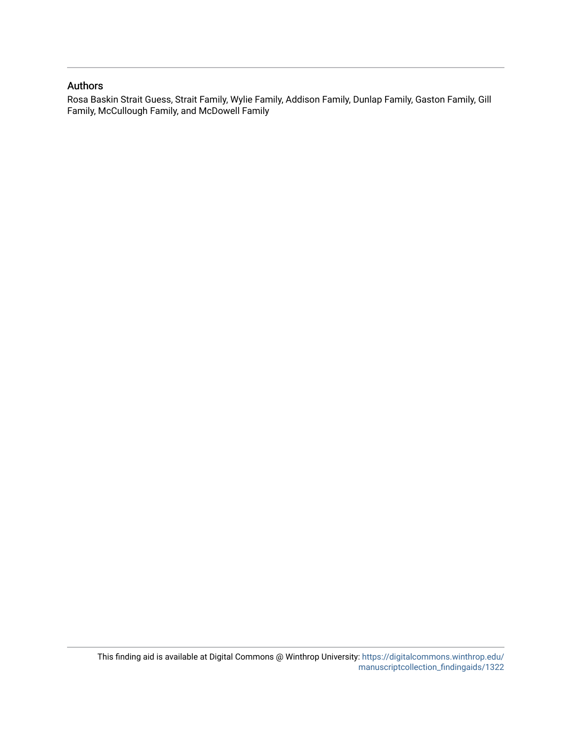## Authors

Rosa Baskin Strait Guess, Strait Family, Wylie Family, Addison Family, Dunlap Family, Gaston Family, Gill Family, McCullough Family, and McDowell Family

This finding aid is available at Digital Commons @ Winthrop University: https://digitalcommons.winthrop.edu/manuscriptcollection_findingaids/1322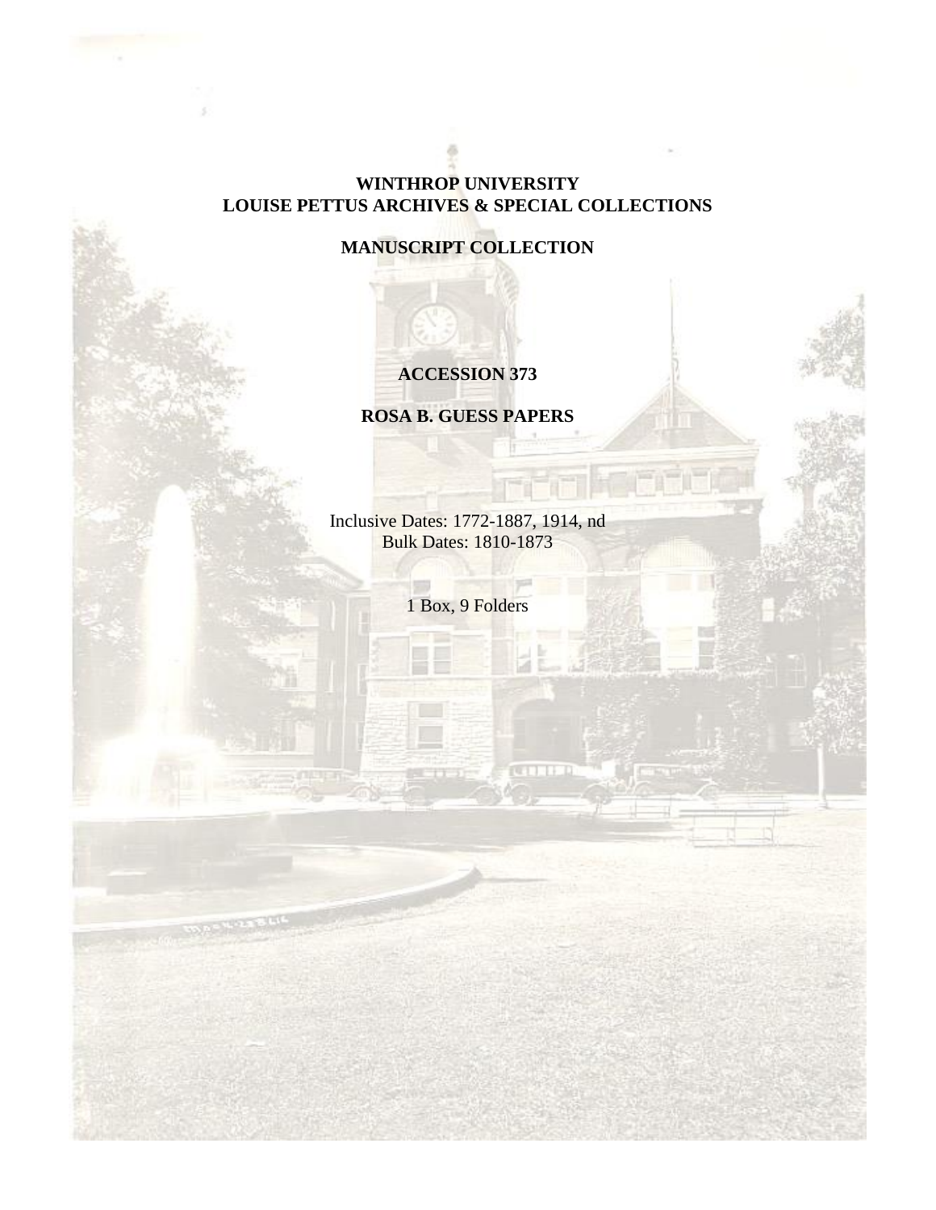**WINTHROP UNIVERSITY**
**LOUISE PETTUS ARCHIVES & SPECIAL COLLECTIONS**

**MANUSCRIPT COLLECTION**

**ACCESSION 373**

**ROSA B. GUESS PAPERS**

Inclusive Dates: 1772-1887, 1914, nd
Bulk Dates: 1810-1873

1 Box, 9 Folders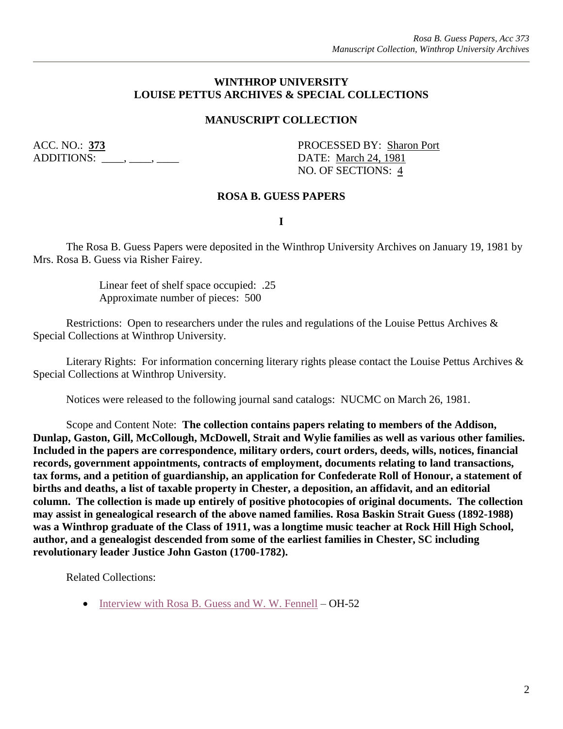**WINTHROP UNIVERSITY**
**LOUISE PETTUS ARCHIVES & SPECIAL COLLECTIONS**

**MANUSCRIPT COLLECTION**

ACC. NO.: **373**
ADDITIONS: ____, ____, ____

PROCESSED BY: Sharon Port
DATE: March 24, 1981
NO. OF SECTIONS: 4

**ROSA B. GUESS PAPERS**

**I**

The Rosa B. Guess Papers were deposited in the Winthrop University Archives on January 19, 1981 by Mrs. Rosa B. Guess via Risher Fairey.

Linear feet of shelf space occupied: .25
Approximate number of pieces: 500

Restrictions: Open to researchers under the rules and regulations of the Louise Pettus Archives & Special Collections at Winthrop University.

Literary Rights: For information concerning literary rights please contact the Louise Pettus Archives & Special Collections at Winthrop University.

Notices were released to the following journal sand catalogs: NUCMC on March 26, 1981.

Scope and Content Note: **The collection contains papers relating to members of the Addison, Dunlap, Gaston, Gill, McCollough, McDowell, Strait and Wylie families as well as various other families. Included in the papers are correspondence, military orders, court orders, deeds, wills, notices, financial records, government appointments, contracts of employment, documents relating to land transactions, tax forms, and a petition of guardianship, an application for Confederate Roll of Honour, a statement of births and deaths, a list of taxable property in Chester, a deposition, an affidavit, and an editorial column. The collection is made up entirely of positive photocopies of original documents. The collection may assist in genealogical research of the above named families. Rosa Baskin Strait Guess (1892-1988) was a Winthrop graduate of the Class of 1911, was a longtime music teacher at Rock Hill High School, author, and a genealogist descended from some of the earliest families in Chester, SC including revolutionary leader Justice John Gaston (1700-1782).**

Related Collections:

- Interview with Rosa B. Guess and W. W. Fennell – OH-52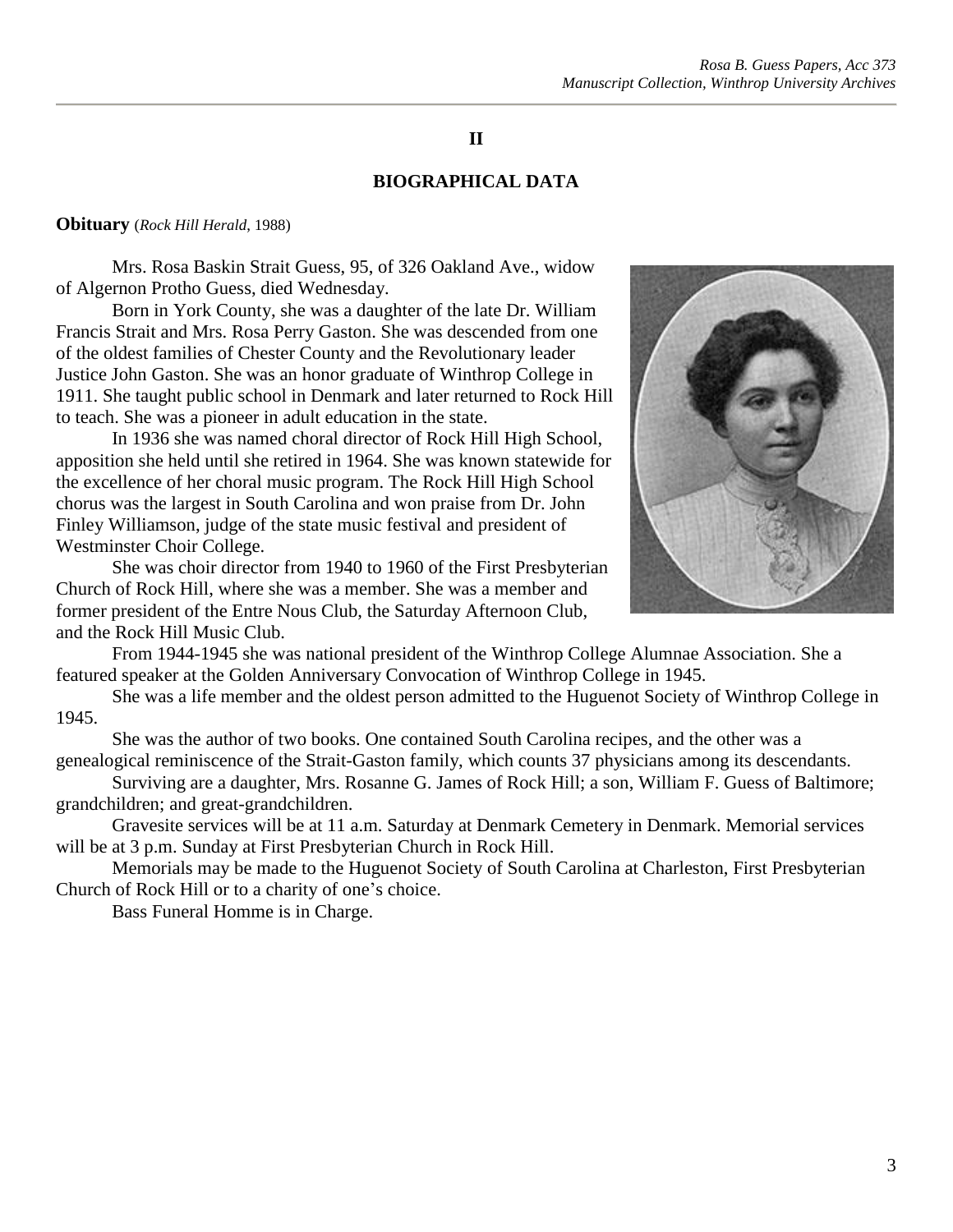## II

## BIOGRAPHICAL DATA

**Obituary** (*Rock Hill Herald*, 1988)

Mrs. Rosa Baskin Strait Guess, 95, of 326 Oakland Ave., widow of Algernon Protho Guess, died Wednesday.

Born in York County, she was a daughter of the late Dr. William Francis Strait and Mrs. Rosa Perry Gaston. She was descended from one of the oldest families of Chester County and the Revolutionary leader Justice John Gaston. She was an honor graduate of Winthrop College in 1911. She taught public school in Denmark and later returned to Rock Hill to teach. She was a pioneer in adult education in the state.

In 1936 she was named choral director of Rock Hill High School, apposition she held until she retired in 1964. She was known statewide for the excellence of her choral music program. The Rock Hill High School chorus was the largest in South Carolina and won praise from Dr. John Finley Williamson, judge of the state music festival and president of Westminster Choir College.

She was choir director from 1940 to 1960 of the First Presbyterian Church of Rock Hill, where she was a member. She was a member and former president of the Entre Nous Club, the Saturday Afternoon Club, and the Rock Hill Music Club.

From 1944-1945 she was national president of the Winthrop College Alumnae Association. She a featured speaker at the Golden Anniversary Convocation of Winthrop College in 1945.

She was a life member and the oldest person admitted to the Huguenot Society of Winthrop College in 1945.

She was the author of two books. One contained South Carolina recipes, and the other was a genealogical reminiscence of the Strait-Gaston family, which counts 37 physicians among its descendants.

Surviving are a daughter, Mrs. Rosanne G. James of Rock Hill; a son, William F. Guess of Baltimore; grandchildren; and great-grandchildren.

Gravesite services will be at 11 a.m. Saturday at Denmark Cemetery in Denmark. Memorial services will be at 3 p.m. Sunday at First Presbyterian Church in Rock Hill.

Memorials may be made to the Huguenot Society of South Carolina at Charleston, First Presbyterian Church of Rock Hill or to a charity of one's choice.

Bass Funeral Homme is in Charge.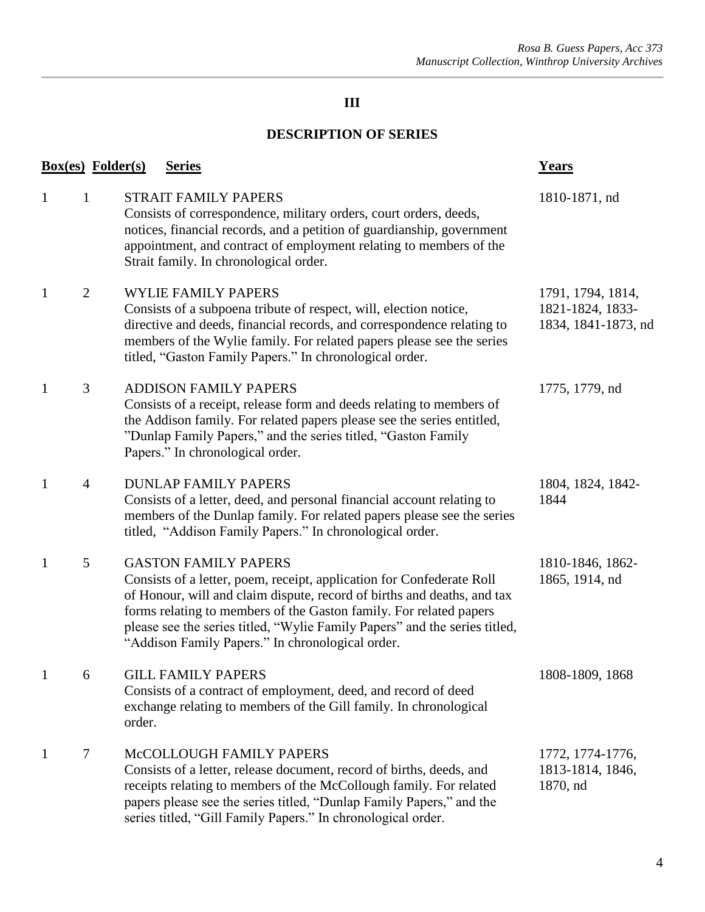## III

## DESCRIPTION OF SERIES

| Box(es) | Folder(s) | Series | Years |
| --- | --- | --- | --- |
| 1 | 1 | STRAIT FAMILY PAPERS<br>Consists of correspondence, military orders, court orders, deeds, notices, financial records, and a petition of guardianship, government appointment, and contract of employment relating to members of the Strait family. In chronological order. | 1810-1871, nd |
| 1 | 2 | WYLIE FAMILY PAPERS<br>Consists of a subpoena tribute of respect, will, election notice, directive and deeds, financial records, and correspondence relating to members of the Wylie family. For related papers please see the series titled, "Gaston Family Papers." In chronological order. | 1791, 1794, 1814, 1821-1824, 1833-1834, 1841-1873, nd |
| 1 | 3 | ADDISON FAMILY PAPERS<br>Consists of a receipt, release form and deeds relating to members of the Addison family. For related papers please see the series entitled, "Dunlap Family Papers," and the series titled, "Gaston Family Papers." In chronological order. | 1775, 1779, nd |
| 1 | 4 | DUNLAP FAMILY PAPERS<br>Consists of a letter, deed, and personal financial account relating to members of the Dunlap family. For related papers please see the series titled, "Addison Family Papers." In chronological order. | 1804, 1824, 1842-1844 |
| 1 | 5 | GASTON FAMILY PAPERS<br>Consists of a letter, poem, receipt, application for Confederate Roll of Honour, will and claim dispute, record of births and deaths, and tax forms relating to members of the Gaston family. For related papers please see the series titled, "Wylie Family Papers" and the series titled, "Addison Family Papers." In chronological order. | 1810-1846, 1862-1865, 1914, nd |
| 1 | 6 | GILL FAMILY PAPERS<br>Consists of a contract of employment, deed, and record of deed exchange relating to members of the Gill family. In chronological order. | 1808-1809, 1868 |
| 1 | 7 | McCOLLOUGH FAMILY PAPERS<br>Consists of a letter, release document, record of births, deeds, and receipts relating to members of the McCollough family. For related papers please see the series titled, "Dunlap Family Papers," and the series titled, "Gill Family Papers." In chronological order. | 1772, 1774-1776, 1813-1814, 1846, 1870, nd |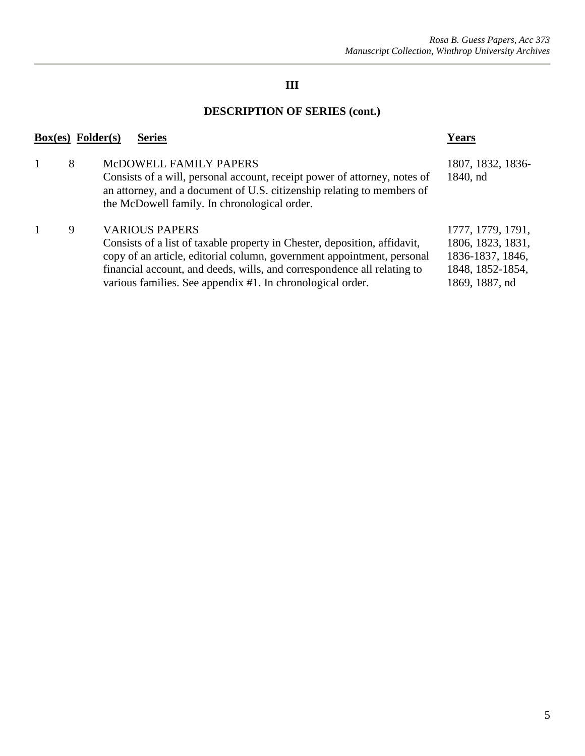## III

## DESCRIPTION OF SERIES (cont.)

| Box(es) | Folder(s) | Series | Years |
|---|---|---|---|
| 1 | 8 | McDOWELL FAMILY PAPERS<br>Consists of a will, personal account, receipt power of attorney, notes of an attorney, and a document of U.S. citizenship relating to members of the McDowell family. In chronological order. | 1807, 1832, 1836-1840, nd |
| 1 | 9 | VARIOUS PAPERS<br>Consists of a list of taxable property in Chester, deposition, affidavit, copy of an article, editorial column, government appointment, personal financial account, and deeds, wills, and correspondence all relating to various families. See appendix #1. In chronological order. | 1777, 1779, 1791, 1806, 1823, 1831, 1836-1837, 1846, 1848, 1852-1854, 1869, 1887, nd |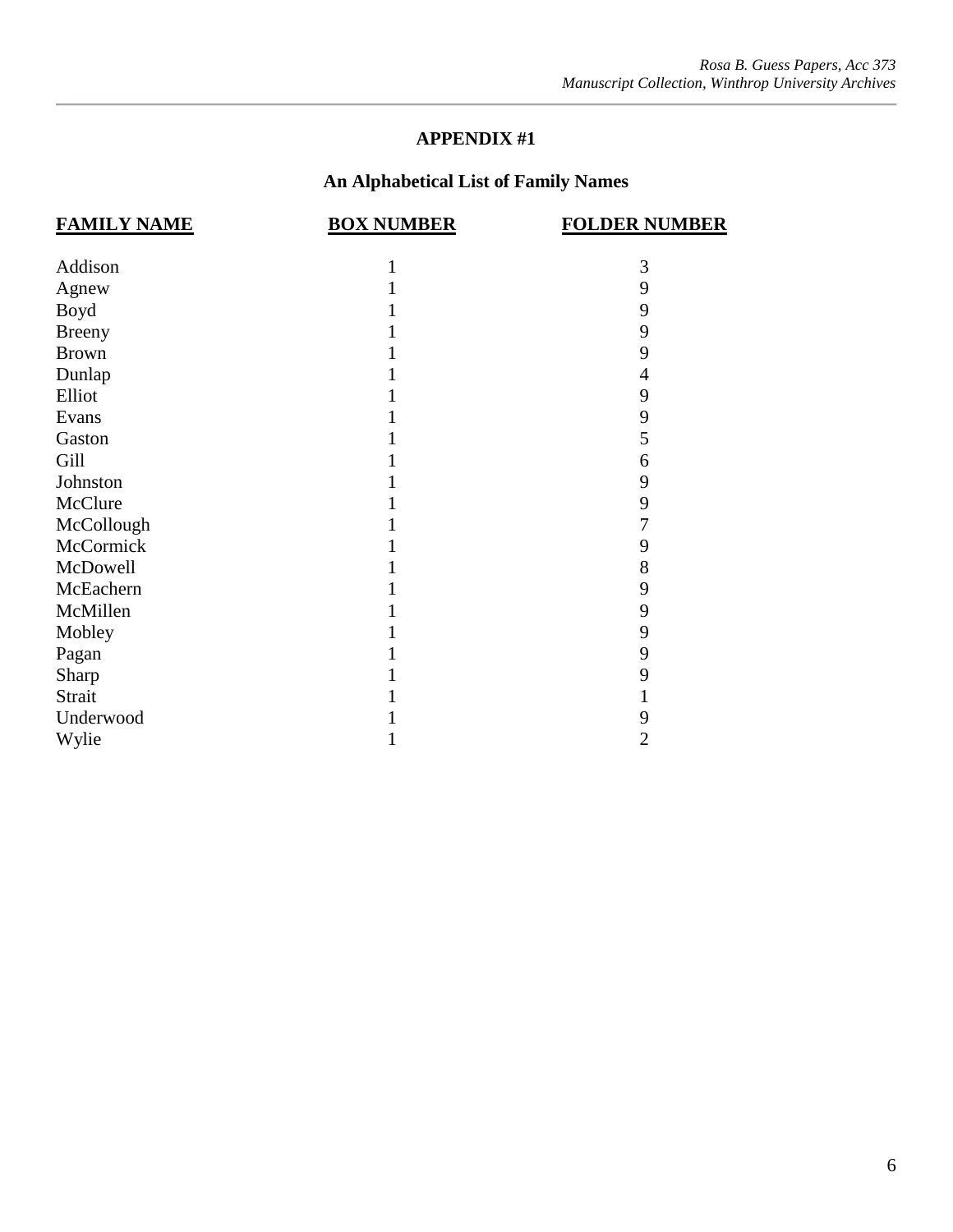## APPENDIX #1

### An Alphabetical List of Family Names

| FAMILY NAME | BOX NUMBER | FOLDER NUMBER |
|---|---|---|
| Addison | 1 | 3 |
| Agnew | 1 | 9 |
| Boyd | 1 | 9 |
| Breeny | 1 | 9 |
| Brown | 1 | 9 |
| Dunlap | 1 | 4 |
| Elliot | 1 | 9 |
| Evans | 1 | 9 |
| Gaston | 1 | 5 |
| Gill | 1 | 6 |
| Johnston | 1 | 9 |
| McClure | 1 | 9 |
| McCollough | 1 | 7 |
| McCormick | 1 | 9 |
| McDowell | 1 | 8 |
| McEachern | 1 | 9 |
| McMillen | 1 | 9 |
| Mobley | 1 | 9 |
| Pagan | 1 | 9 |
| Sharp | 1 | 9 |
| Strait | 1 | 1 |
| Underwood | 1 | 9 |
| Wylie | 1 | 2 |